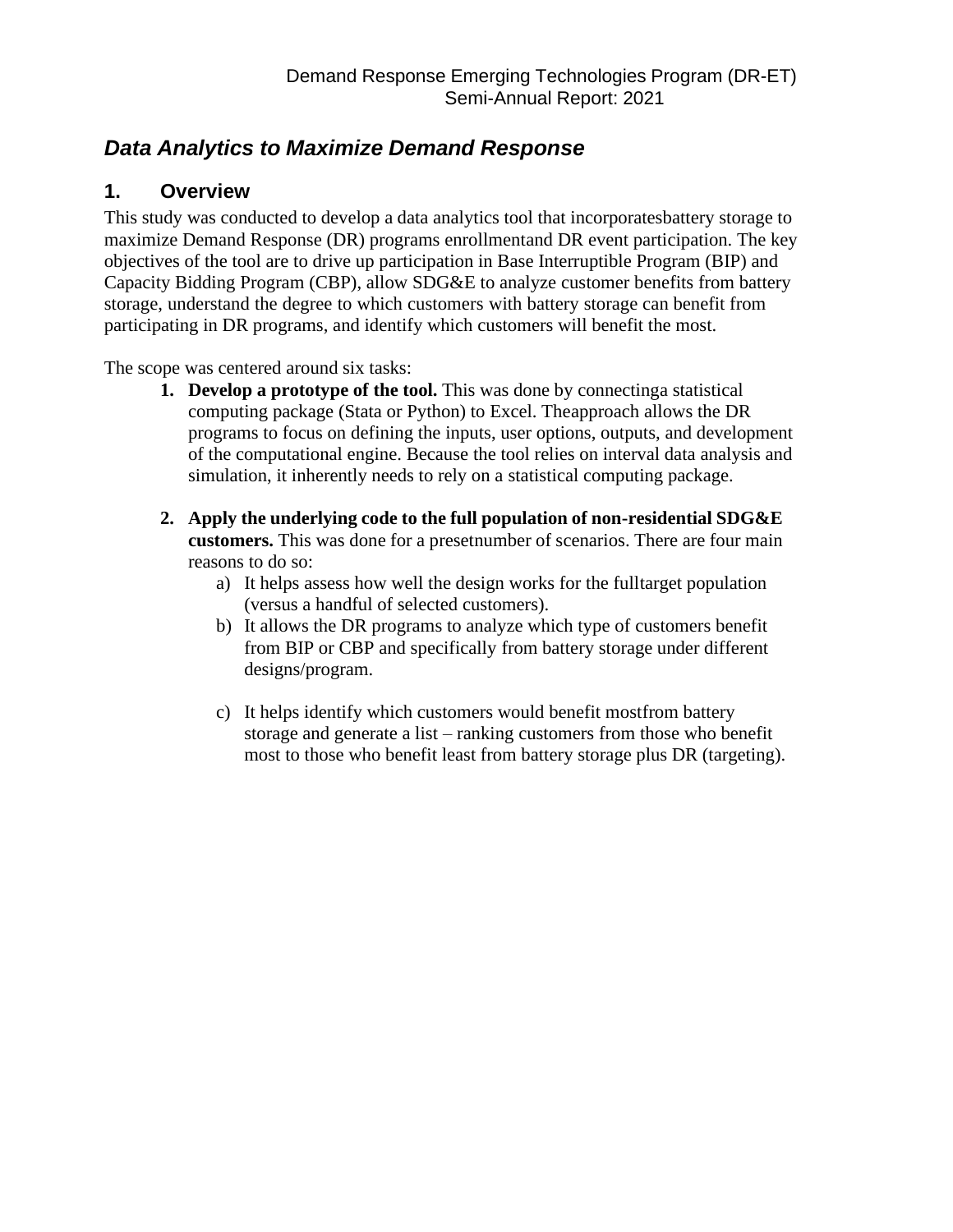# Data Analytics to Maximize Demand Response

## 1. Overview

This study was conducted to develop a data analytics tool that incorporatesbattery storage to maximize Demand Response (DR) programs enrollmentand DR event participation. The key objectives of the tool are to drive up participation in Base Interruptible Program (BIP) and Capacity Bidding Program (CBP), allow SDG&E to analyze customer benefits from battery storage, understand the degree to which customers with battery storage can benefit from participating in DR programs, and identify which customers will benefit the most.

The scope was centered around six tasks:

1. **Develop a prototype of the tool.** This was done by connectinga statistical computing package (Stata or Python) to Excel. Theapproach allows the DR programs to focus on defining the inputs, user options, outputs, and development of the computational engine. Because the tool relies on interval data analysis and simulation, it inherently needs to rely on a statistical computing package.

2. **Apply the underlying code to the full population of non-residential SDG&E customers.** This was done for a presetnumber of scenarios. There are four main reasons to do so:
   a) It helps assess how well the design works for the fulltarget population (versus a handful of selected customers).
   b) It allows the DR programs to analyze which type of customers benefit from BIP or CBP and specifically from battery storage under different designs/program.

   c) It helps identify which customers would benefit mostfrom battery storage and generate a list – ranking customers from those who benefit most to those who benefit least from battery storage plus DR (targeting).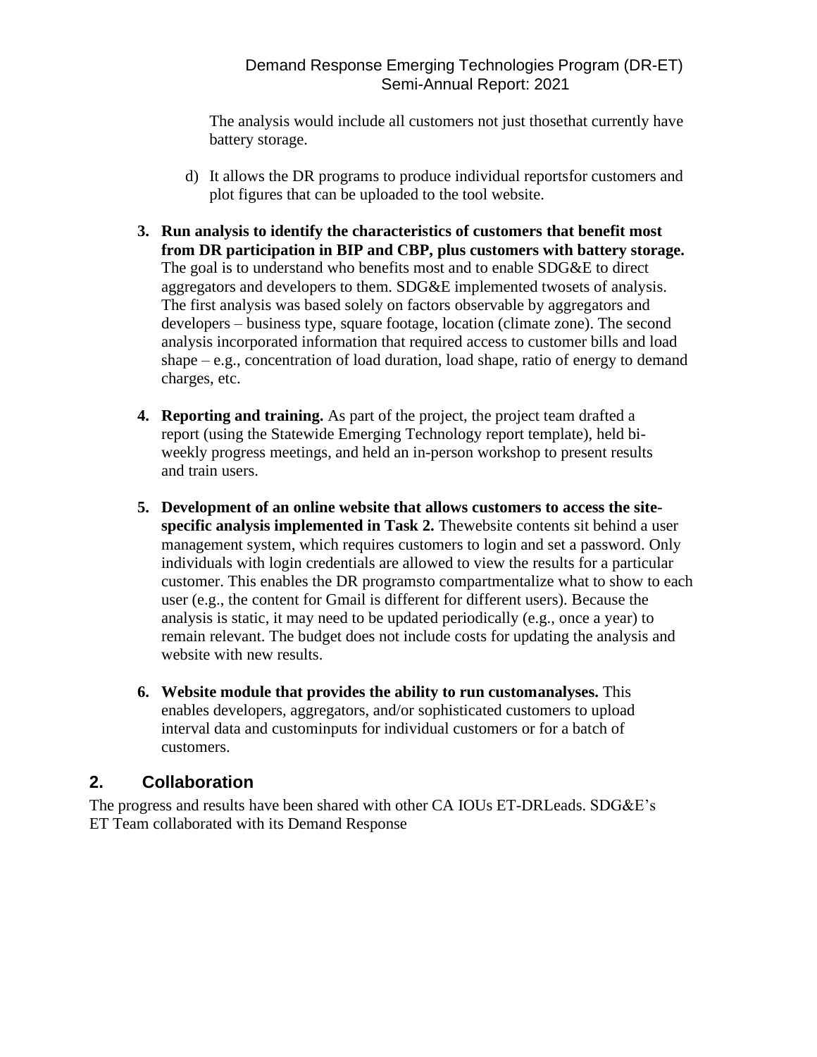The analysis would include all customers not just thosethat currently have battery storage.

d) It allows the DR programs to produce individual reportsfor customers and plot figures that can be uploaded to the tool website.

3. **Run analysis to identify the characteristics of customers that benefit most from DR participation in BIP and CBP, plus customers with battery storage.** The goal is to understand who benefits most and to enable SDG&E to direct aggregators and developers to them. SDG&E implemented twosets of analysis. The first analysis was based solely on factors observable by aggregators and developers – business type, square footage, location (climate zone). The second analysis incorporated information that required access to customer bills and load shape – e.g., concentration of load duration, load shape, ratio of energy to demand charges, etc.

4. **Reporting and training.** As part of the project, the project team drafted a report (using the Statewide Emerging Technology report template), held bi-weekly progress meetings, and held an in-person workshop to present results and train users.

5. **Development of an online website that allows customers to access the site-specific analysis implemented in Task 2.** Thewebsite contents sit behind a user management system, which requires customers to login and set a password. Only individuals with login credentials are allowed to view the results for a particular customer. This enables the DR programsto compartmentalize what to show to each user (e.g., the content for Gmail is different for different users). Because the analysis is static, it may need to be updated periodically (e.g., once a year) to remain relevant. The budget does not include costs for updating the analysis and website with new results.

6. **Website module that provides the ability to run customanalyses.** This enables developers, aggregators, and/or sophisticated customers to upload interval data and custominputs for individual customers or for a batch of customers.

## 2. Collaboration

The progress and results have been shared with other CA IOUs ET-DRLeads. SDG&E's ET Team collaborated with its Demand Response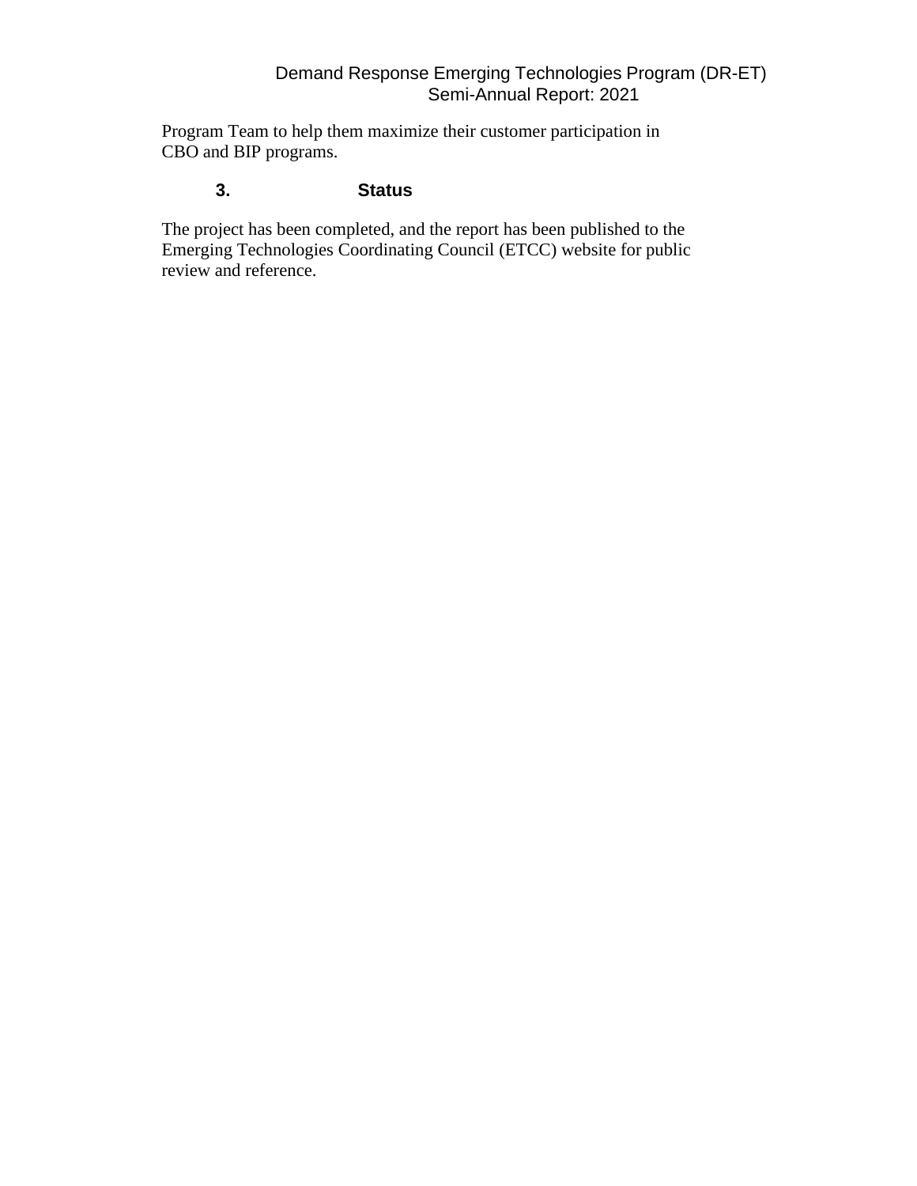Program Team to help them maximize their customer participation in CBO and BIP programs.

### 3. Status

The project has been completed, and the report has been published to the Emerging Technologies Coordinating Council (ETCC) website for public review and reference.